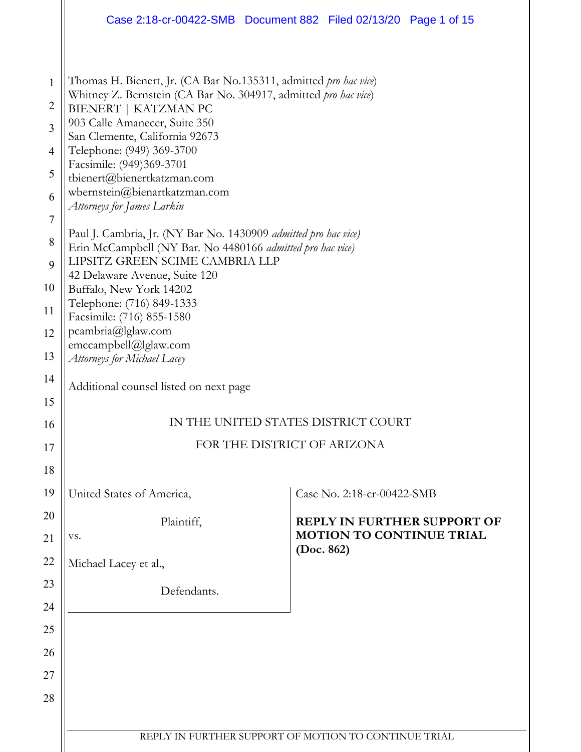Thomas H. Bienert, Jr. (CA Bar No.135311, admitted *pro hac vice*)
Whitney Z. Bernstein (CA Bar No. 304917, admitted *pro hac vice*)
BIENERT | KATZMAN PC
903 Calle Amanecer, Suite 350
San Clemente, California 92673
Telephone: (949) 369-3700
Facsimile: (949)369-3701
tbienert@bienertkatzman.com
wbernstein@bienartkatzman.com
*Attorneys for James Larkin*

Paul J. Cambria, Jr. (NY Bar No. 1430909 *admitted pro hac vice)*
Erin McCampbell (NY Bar. No 4480166 *admitted pro hac vice)*
LIPSITZ GREEN SCIME CAMBRIA LLP
42 Delaware Avenue, Suite 120
Buffalo, New York 14202
Telephone: (716) 849-1333
Facsimile: (716) 855-1580
pcambria@lglaw.com
emccampbell@lglaw.com
*Attorneys for Michael Lacey*

Additional counsel listed on next page

IN THE UNITED STATES DISTRICT COURT

FOR THE DISTRICT OF ARIZONA

| | |
|---|---|
| United States of America,<br><br>Plaintiff,<br><br>vs.<br><br>Michael Lacey et al.,<br><br>Defendants. | Case No. 2:18-cr-00422-SMB<br><br>**REPLY IN FURTHER SUPPORT OF MOTION TO CONTINUE TRIAL (Doc. 862)** |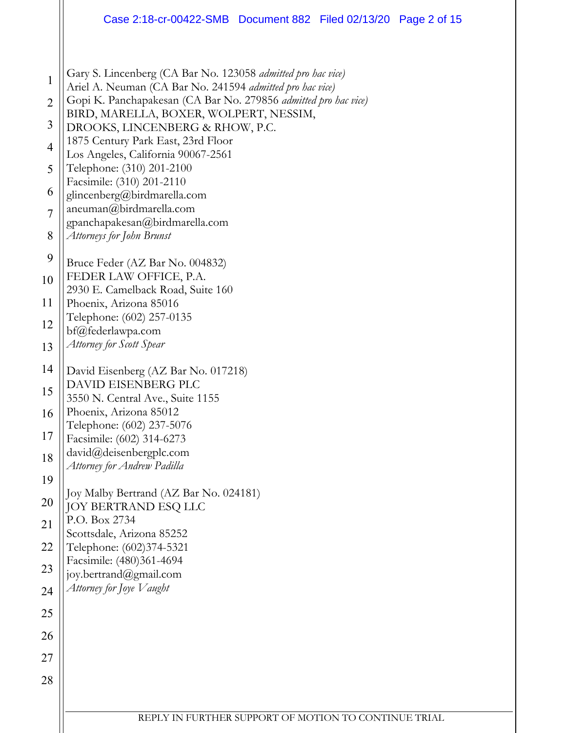Gary S. Lincenberg (CA Bar No. 123058 *admitted pro hac vice)*
Ariel A. Neuman (CA Bar No. 241594 *admitted pro hac vice)*
Gopi K. Panchapakesan (CA Bar No. 279856 *admitted pro hac vice)*
BIRD, MARELLA, BOXER, WOLPERT, NESSIM,
DROOKS, LINCENBERG & RHOW, P.C.
1875 Century Park East, 23rd Floor
Los Angeles, California 90067-2561
Telephone: (310) 201-2100
Facsimile: (310) 201-2110
glincenberg@birdmarella.com
aneuman@birdmarella.com
gpanchapakesan@birdmarella.com
*Attorneys for John Brunst*

Bruce Feder (AZ Bar No. 004832)
FEDER LAW OFFICE, P.A.
2930 E. Camelback Road, Suite 160
Phoenix, Arizona 85016
Telephone: (602) 257-0135
bf@federlawpa.com
*Attorney for Scott Spear*

David Eisenberg (AZ Bar No. 017218)
DAVID EISENBERG PLC
3550 N. Central Ave., Suite 1155
Phoenix, Arizona 85012
Telephone: (602) 237-5076
Facsimile: (602) 314-6273
david@deisenbergplc.com
*Attorney for Andrew Padilla*

Joy Malby Bertrand (AZ Bar No. 024181)
JOY BERTRAND ESQ LLC
P.O. Box 2734
Scottsdale, Arizona 85252
Telephone: (602)374-5321
Facsimile: (480)361-4694
joy.bertrand@gmail.com
*Attorney for Joye Vaught*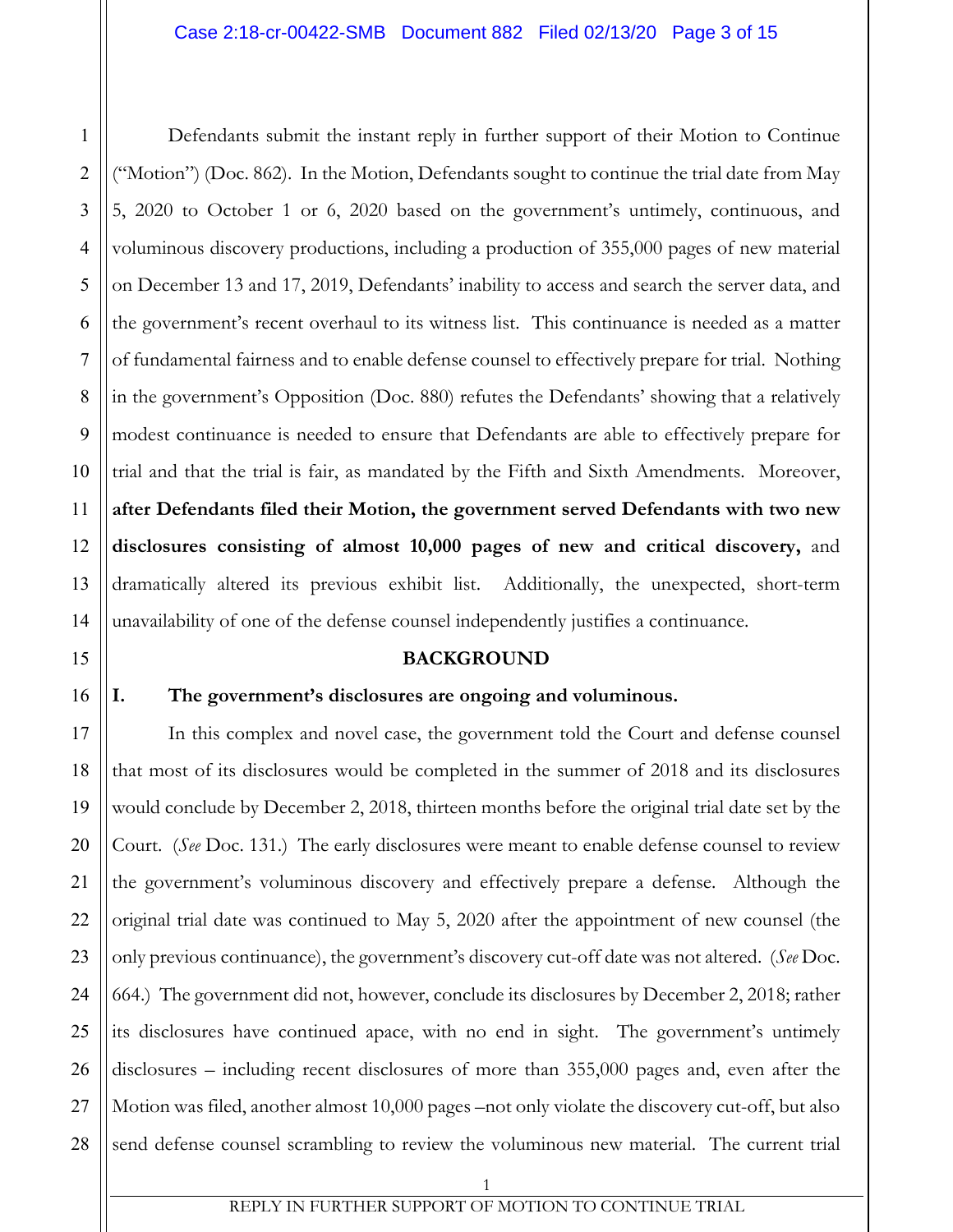Defendants submit the instant reply in further support of their Motion to Continue ("Motion") (Doc. 862). In the Motion, Defendants sought to continue the trial date from May 5, 2020 to October 1 or 6, 2020 based on the government's untimely, continuous, and voluminous discovery productions, including a production of 355,000 pages of new material on December 13 and 17, 2019, Defendants' inability to access and search the server data, and the government's recent overhaul to its witness list. This continuance is needed as a matter of fundamental fairness and to enable defense counsel to effectively prepare for trial. Nothing in the government's Opposition (Doc. 880) refutes the Defendants' showing that a relatively modest continuance is needed to ensure that Defendants are able to effectively prepare for trial and that the trial is fair, as mandated by the Fifth and Sixth Amendments. Moreover, **after Defendants filed their Motion, the government served Defendants with two new disclosures consisting of almost 10,000 pages of new and critical discovery,** and dramatically altered its previous exhibit list. Additionally, the unexpected, short-term unavailability of one of the defense counsel independently justifies a continuance.

## BACKGROUND

### I. The government's disclosures are ongoing and voluminous.

In this complex and novel case, the government told the Court and defense counsel that most of its disclosures would be completed in the summer of 2018 and its disclosures would conclude by December 2, 2018, thirteen months before the original trial date set by the Court. (*See* Doc. 131.) The early disclosures were meant to enable defense counsel to review the government's voluminous discovery and effectively prepare a defense. Although the original trial date was continued to May 5, 2020 after the appointment of new counsel (the only previous continuance), the government's discovery cut-off date was not altered. (*See* Doc. 664.) The government did not, however, conclude its disclosures by December 2, 2018; rather its disclosures have continued apace, with no end in sight. The government's untimely disclosures – including recent disclosures of more than 355,000 pages and, even after the Motion was filed, another almost 10,000 pages –not only violate the discovery cut-off, but also send defense counsel scrambling to review the voluminous new material. The current trial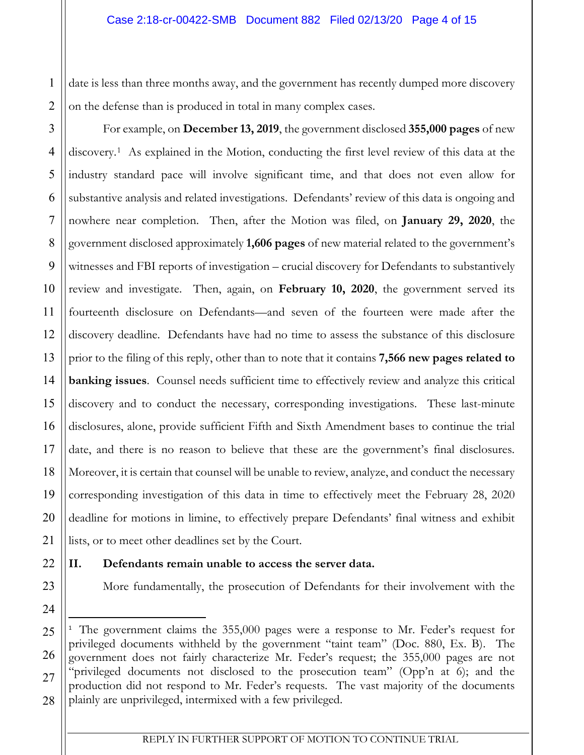date is less than three months away, and the government has recently dumped more discovery on the defense than is produced in total in many complex cases.

For example, on **December 13, 2019**, the government disclosed **355,000 pages** of new discovery.[1] As explained in the Motion, conducting the first level review of this data at the industry standard pace will involve significant time, and that does not even allow for substantive analysis and related investigations. Defendants' review of this data is ongoing and nowhere near completion. Then, after the Motion was filed, on **January 29, 2020**, the government disclosed approximately **1,606 pages** of new material related to the government's witnesses and FBI reports of investigation – crucial discovery for Defendants to substantively review and investigate. Then, again, on **February 10, 2020**, the government served its fourteenth disclosure on Defendants—and seven of the fourteen were made after the discovery deadline. Defendants have had no time to assess the substance of this disclosure prior to the filing of this reply, other than to note that it contains **7,566 new pages related to banking issues**. Counsel needs sufficient time to effectively review and analyze this critical discovery and to conduct the necessary, corresponding investigations. These last-minute disclosures, alone, provide sufficient Fifth and Sixth Amendment bases to continue the trial date, and there is no reason to believe that these are the government's final disclosures. Moreover, it is certain that counsel will be unable to review, analyze, and conduct the necessary corresponding investigation of this data in time to effectively meet the February 28, 2020 deadline for motions in limine, to effectively prepare Defendants' final witness and exhibit lists, or to meet other deadlines set by the Court.

## II. Defendants remain unable to access the server data.

More fundamentally, the prosecution of Defendants for their involvement with the

---

[1] The government claims the 355,000 pages were a response to Mr. Feder's request for privileged documents withheld by the government "taint team" (Doc. 880, Ex. B). The government does not fairly characterize Mr. Feder's request; the 355,000 pages are not "privileged documents not disclosed to the prosecution team" (Opp'n at 6); and the production did not respond to Mr. Feder's requests. The vast majority of the documents plainly are unprivileged, intermixed with a few privileged.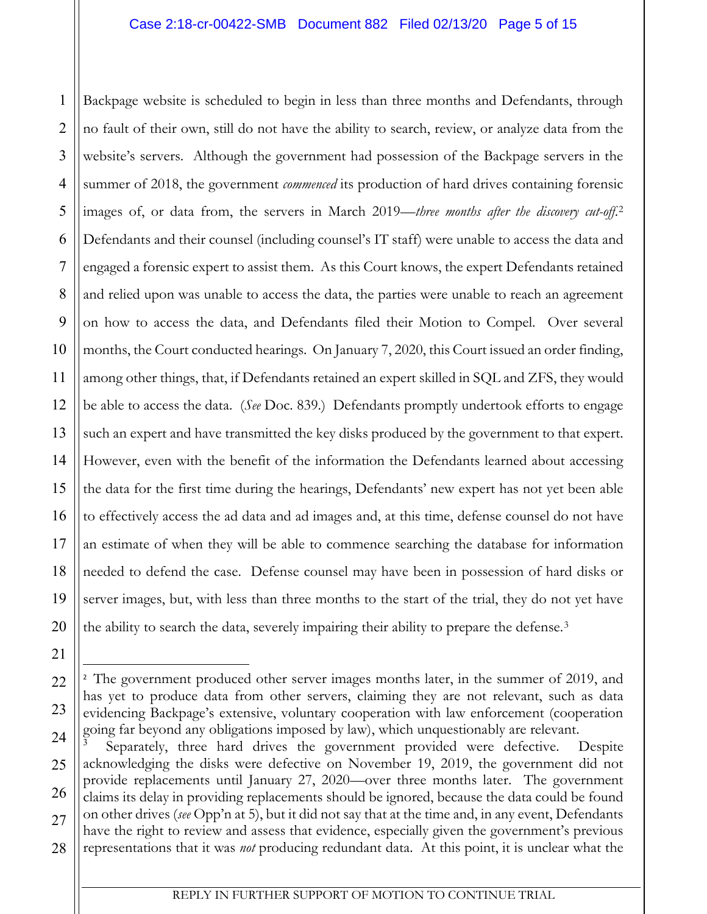Backpage website is scheduled to begin in less than three months and Defendants, through no fault of their own, still do not have the ability to search, review, or analyze data from the website's servers. Although the government had possession of the Backpage servers in the summer of 2018, the government *commenced* its production of hard drives containing forensic images of, or data from, the servers in March 2019—*three months after the discovery cut-off*.[2] Defendants and their counsel (including counsel's IT staff) were unable to access the data and engaged a forensic expert to assist them. As this Court knows, the expert Defendants retained and relied upon was unable to access the data, the parties were unable to reach an agreement on how to access the data, and Defendants filed their Motion to Compel. Over several months, the Court conducted hearings. On January 7, 2020, this Court issued an order finding, among other things, that, if Defendants retained an expert skilled in SQL and ZFS, they would be able to access the data. (*See* Doc. 839.) Defendants promptly undertook efforts to engage such an expert and have transmitted the key disks produced by the government to that expert. However, even with the benefit of the information the Defendants learned about accessing the data for the first time during the hearings, Defendants' new expert has not yet been able to effectively access the ad data and ad images and, at this time, defense counsel do not have an estimate of when they will be able to commence searching the database for information needed to defend the case. Defense counsel may have been in possession of hard disks or server images, but, with less than three months to the start of the trial, they do not yet have the ability to search the data, severely impairing their ability to prepare the defense.[3]

---

[2] The government produced other server images months later, in the summer of 2019, and has yet to produce data from other servers, claiming they are not relevant, such as data evidencing Backpage's extensive, voluntary cooperation with law enforcement (cooperation going far beyond any obligations imposed by law), which unquestionably are relevant.

[3] Separately, three hard drives the government provided were defective. Despite acknowledging the disks were defective on November 19, 2019, the government did not provide replacements until January 27, 2020—over three months later. The government claims its delay in providing replacements should be ignored, because the data could be found on other drives (*see* Opp'n at 5), but it did not say that at the time and, in any event, Defendants have the right to review and assess that evidence, especially given the government's previous representations that it was *not* producing redundant data. At this point, it is unclear what the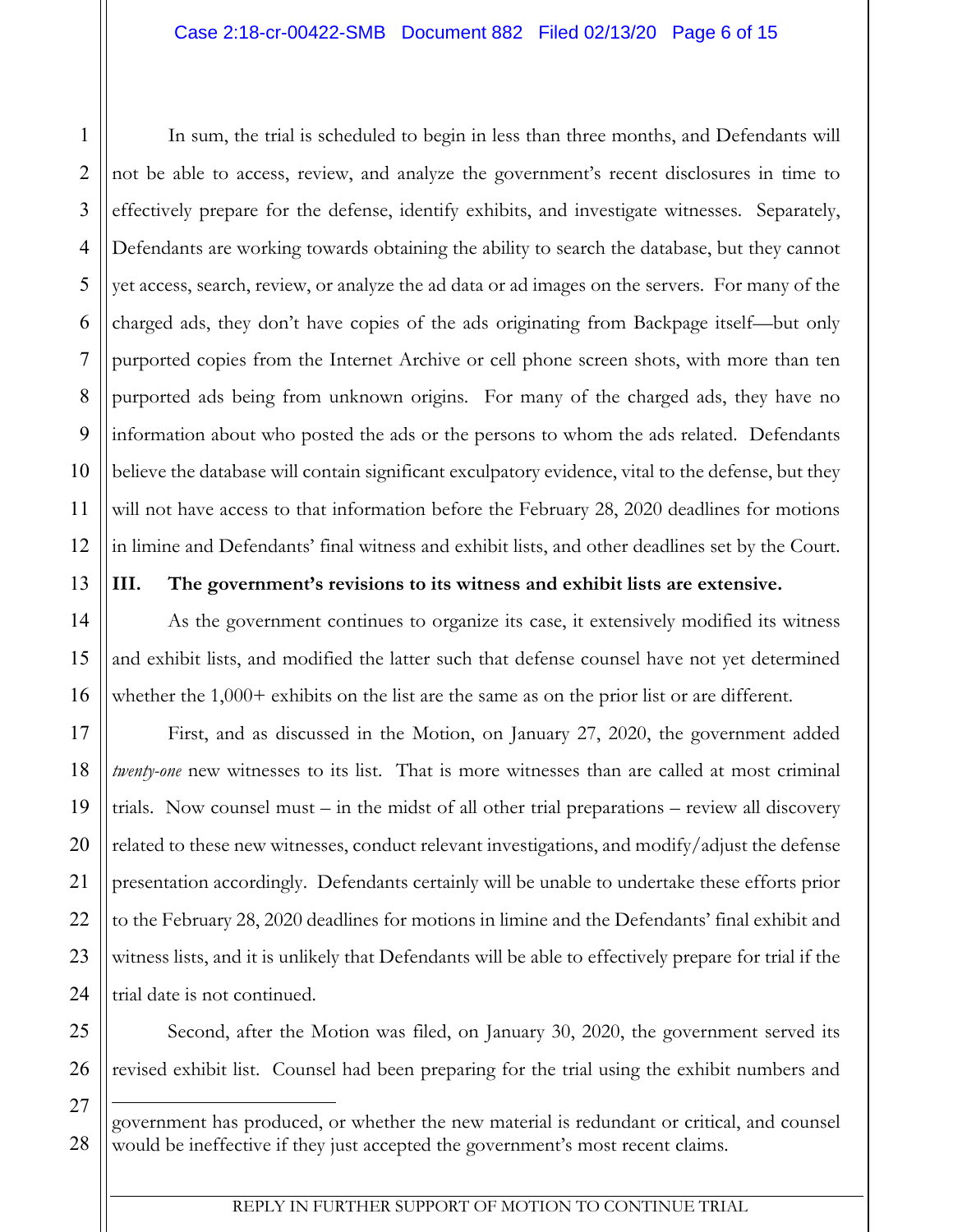In sum, the trial is scheduled to begin in less than three months, and Defendants will not be able to access, review, and analyze the government's recent disclosures in time to effectively prepare for the defense, identify exhibits, and investigate witnesses. Separately, Defendants are working towards obtaining the ability to search the database, but they cannot yet access, search, review, or analyze the ad data or ad images on the servers. For many of the charged ads, they don't have copies of the ads originating from Backpage itself—but only purported copies from the Internet Archive or cell phone screen shots, with more than ten purported ads being from unknown origins. For many of the charged ads, they have no information about who posted the ads or the persons to whom the ads related. Defendants believe the database will contain significant exculpatory evidence, vital to the defense, but they will not have access to that information before the February 28, 2020 deadlines for motions in limine and Defendants' final witness and exhibit lists, and other deadlines set by the Court.

## III. The government's revisions to its witness and exhibit lists are extensive.

As the government continues to organize its case, it extensively modified its witness and exhibit lists, and modified the latter such that defense counsel have not yet determined whether the 1,000+ exhibits on the list are the same as on the prior list or are different.

First, and as discussed in the Motion, on January 27, 2020, the government added *twenty-one* new witnesses to its list. That is more witnesses than are called at most criminal trials. Now counsel must – in the midst of all other trial preparations – review all discovery related to these new witnesses, conduct relevant investigations, and modify/adjust the defense presentation accordingly. Defendants certainly will be unable to undertake these efforts prior to the February 28, 2020 deadlines for motions in limine and the Defendants' final exhibit and witness lists, and it is unlikely that Defendants will be able to effectively prepare for trial if the trial date is not continued.

Second, after the Motion was filed, on January 30, 2020, the government served its revised exhibit list. Counsel had been preparing for the trial using the exhibit numbers and

---

government has produced, or whether the new material is redundant or critical, and counsel would be ineffective if they just accepted the government's most recent claims.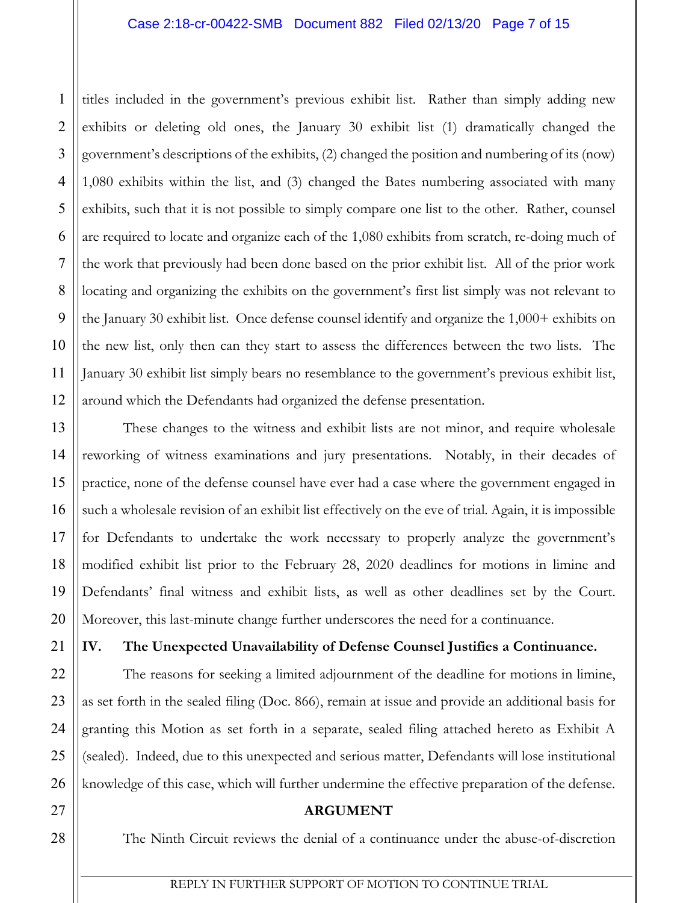titles included in the government's previous exhibit list. Rather than simply adding new exhibits or deleting old ones, the January 30 exhibit list (1) dramatically changed the government's descriptions of the exhibits, (2) changed the position and numbering of its (now) 1,080 exhibits within the list, and (3) changed the Bates numbering associated with many exhibits, such that it is not possible to simply compare one list to the other. Rather, counsel are required to locate and organize each of the 1,080 exhibits from scratch, re-doing much of the work that previously had been done based on the prior exhibit list. All of the prior work locating and organizing the exhibits on the government's first list simply was not relevant to the January 30 exhibit list. Once defense counsel identify and organize the 1,000+ exhibits on the new list, only then can they start to assess the differences between the two lists. The January 30 exhibit list simply bears no resemblance to the government's previous exhibit list, around which the Defendants had organized the defense presentation.

These changes to the witness and exhibit lists are not minor, and require wholesale reworking of witness examinations and jury presentations. Notably, in their decades of practice, none of the defense counsel have ever had a case where the government engaged in such a wholesale revision of an exhibit list effectively on the eve of trial. Again, it is impossible for Defendants to undertake the work necessary to properly analyze the government's modified exhibit list prior to the February 28, 2020 deadlines for motions in limine and Defendants' final witness and exhibit lists, as well as other deadlines set by the Court. Moreover, this last-minute change further underscores the need for a continuance.

## IV. The Unexpected Unavailability of Defense Counsel Justifies a Continuance.

The reasons for seeking a limited adjournment of the deadline for motions in limine, as set forth in the sealed filing (Doc. 866), remain at issue and provide an additional basis for granting this Motion as set forth in a separate, sealed filing attached hereto as Exhibit A (sealed). Indeed, due to this unexpected and serious matter, Defendants will lose institutional knowledge of this case, which will further undermine the effective preparation of the defense.

## ARGUMENT

The Ninth Circuit reviews the denial of a continuance under the abuse-of-discretion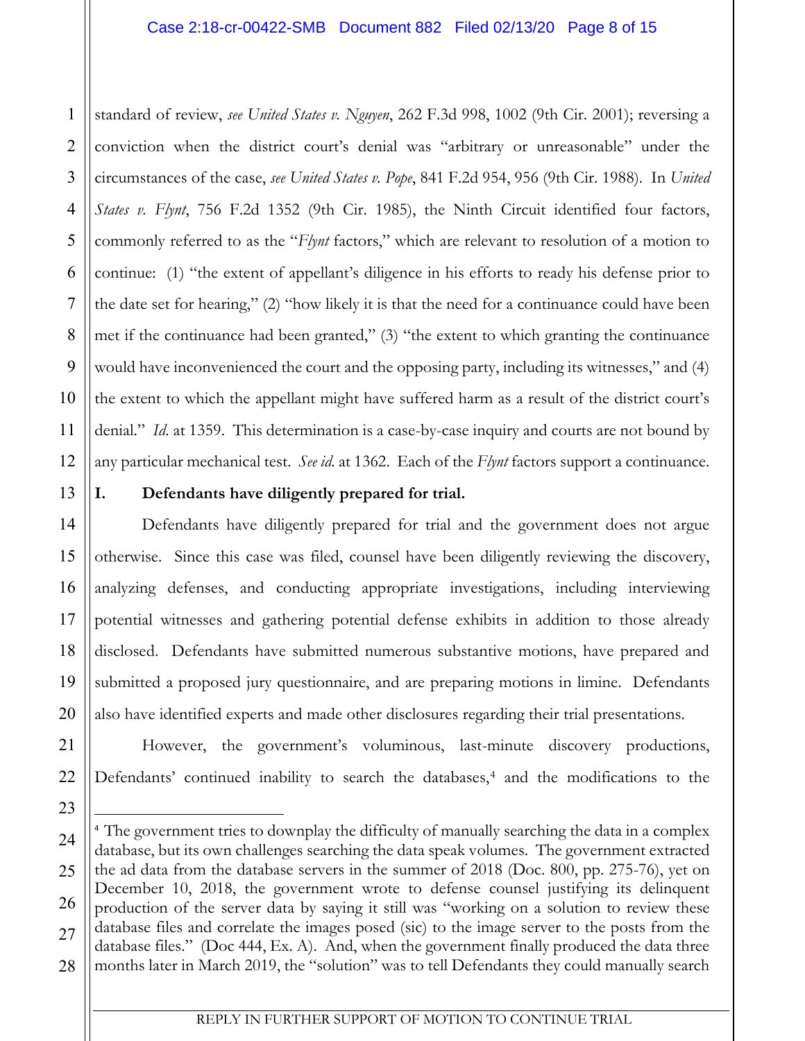standard of review, *see United States v. Nguyen*, 262 F.3d 998, 1002 (9th Cir. 2001); reversing a conviction when the district court's denial was "arbitrary or unreasonable" under the circumstances of the case, *see United States v. Pope*, 841 F.2d 954, 956 (9th Cir. 1988). In *United States v. Flynt*, 756 F.2d 1352 (9th Cir. 1985), the Ninth Circuit identified four factors, commonly referred to as the "*Flynt* factors," which are relevant to resolution of a motion to continue: (1) "the extent of appellant's diligence in his efforts to ready his defense prior to the date set for hearing," (2) "how likely it is that the need for a continuance could have been met if the continuance had been granted," (3) "the extent to which granting the continuance would have inconvenienced the court and the opposing party, including its witnesses," and (4) the extent to which the appellant might have suffered harm as a result of the district court's denial." *Id.* at 1359. This determination is a case-by-case inquiry and courts are not bound by any particular mechanical test. *See id.* at 1362. Each of the *Flynt* factors support a continuance.

## I. Defendants have diligently prepared for trial.

Defendants have diligently prepared for trial and the government does not argue otherwise. Since this case was filed, counsel have been diligently reviewing the discovery, analyzing defenses, and conducting appropriate investigations, including interviewing potential witnesses and gathering potential defense exhibits in addition to those already disclosed. Defendants have submitted numerous substantive motions, have prepared and submitted a proposed jury questionnaire, and are preparing motions in limine. Defendants also have identified experts and made other disclosures regarding their trial presentations.

However, the government's voluminous, last-minute discovery productions, Defendants' continued inability to search the databases,[4] and the modifications to the

---

[4] The government tries to downplay the difficulty of manually searching the data in a complex database, but its own challenges searching the data speak volumes. The government extracted the ad data from the database servers in the summer of 2018 (Doc. 800, pp. 275-76), yet on December 10, 2018, the government wrote to defense counsel justifying its delinquent production of the server data by saying it still was "working on a solution to review these database files and correlate the images posed (sic) to the image server to the posts from the database files." (Doc 444, Ex. A). And, when the government finally produced the data three months later in March 2019, the "solution" was to tell Defendants they could manually search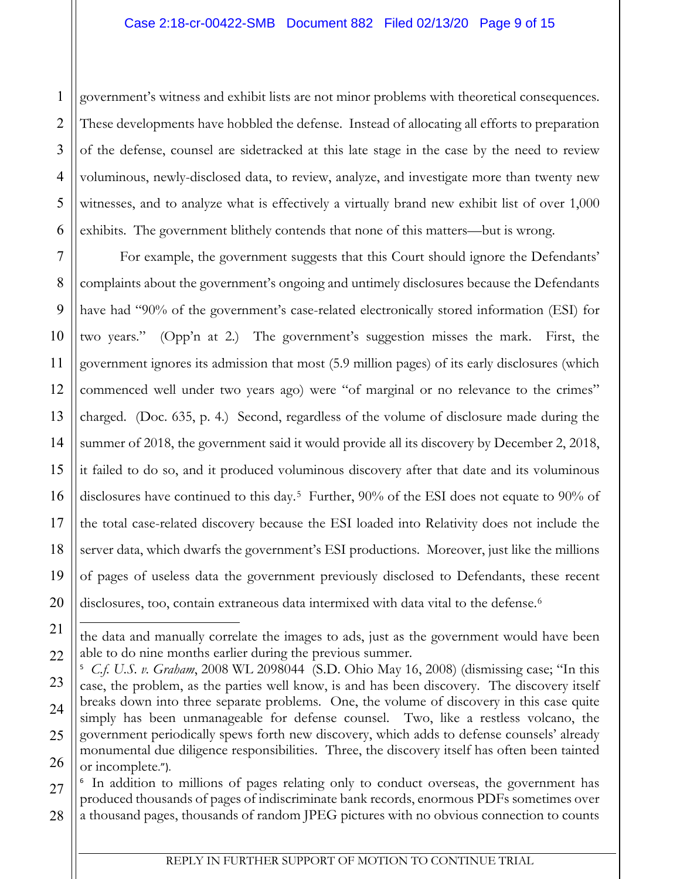government's witness and exhibit lists are not minor problems with theoretical consequences. These developments have hobbled the defense. Instead of allocating all efforts to preparation of the defense, counsel are sidetracked at this late stage in the case by the need to review voluminous, newly-disclosed data, to review, analyze, and investigate more than twenty new witnesses, and to analyze what is effectively a virtually brand new exhibit list of over 1,000 exhibits. The government blithely contends that none of this matters—but is wrong.

For example, the government suggests that this Court should ignore the Defendants' complaints about the government's ongoing and untimely disclosures because the Defendants have had "90% of the government's case-related electronically stored information (ESI) for two years." (Opp'n at 2.) The government's suggestion misses the mark. First, the government ignores its admission that most (5.9 million pages) of its early disclosures (which commenced well under two years ago) were "of marginal or no relevance to the crimes" charged. (Doc. 635, p. 4.) Second, regardless of the volume of disclosure made during the summer of 2018, the government said it would provide all its discovery by December 2, 2018, it failed to do so, and it produced voluminous discovery after that date and its voluminous disclosures have continued to this day.[5] Further, 90% of the ESI does not equate to 90% of the total case-related discovery because the ESI loaded into Relativity does not include the server data, which dwarfs the government's ESI productions. Moreover, just like the millions of pages of useless data the government previously disclosed to Defendants, these recent disclosures, too, contain extraneous data intermixed with data vital to the defense.[6]

---

the data and manually correlate the images to ads, just as the government would have been able to do nine months earlier during the previous summer.

[5] *C.f. U.S. v. Graham*, 2008 WL 2098044 (S.D. Ohio May 16, 2008) (dismissing case; "In this case, the problem, as the parties well know, is and has been discovery. The discovery itself breaks down into three separate problems. One, the volume of discovery in this case quite simply has been unmanageable for defense counsel. Two, like a restless volcano, the government periodically spews forth new discovery, which adds to defense counsels' already monumental due diligence responsibilities. Three, the discovery itself has often been tainted or incomplete.").

[6] In addition to millions of pages relating only to conduct overseas, the government has produced thousands of pages of indiscriminate bank records, enormous PDFs sometimes over a thousand pages, thousands of random JPEG pictures with no obvious connection to counts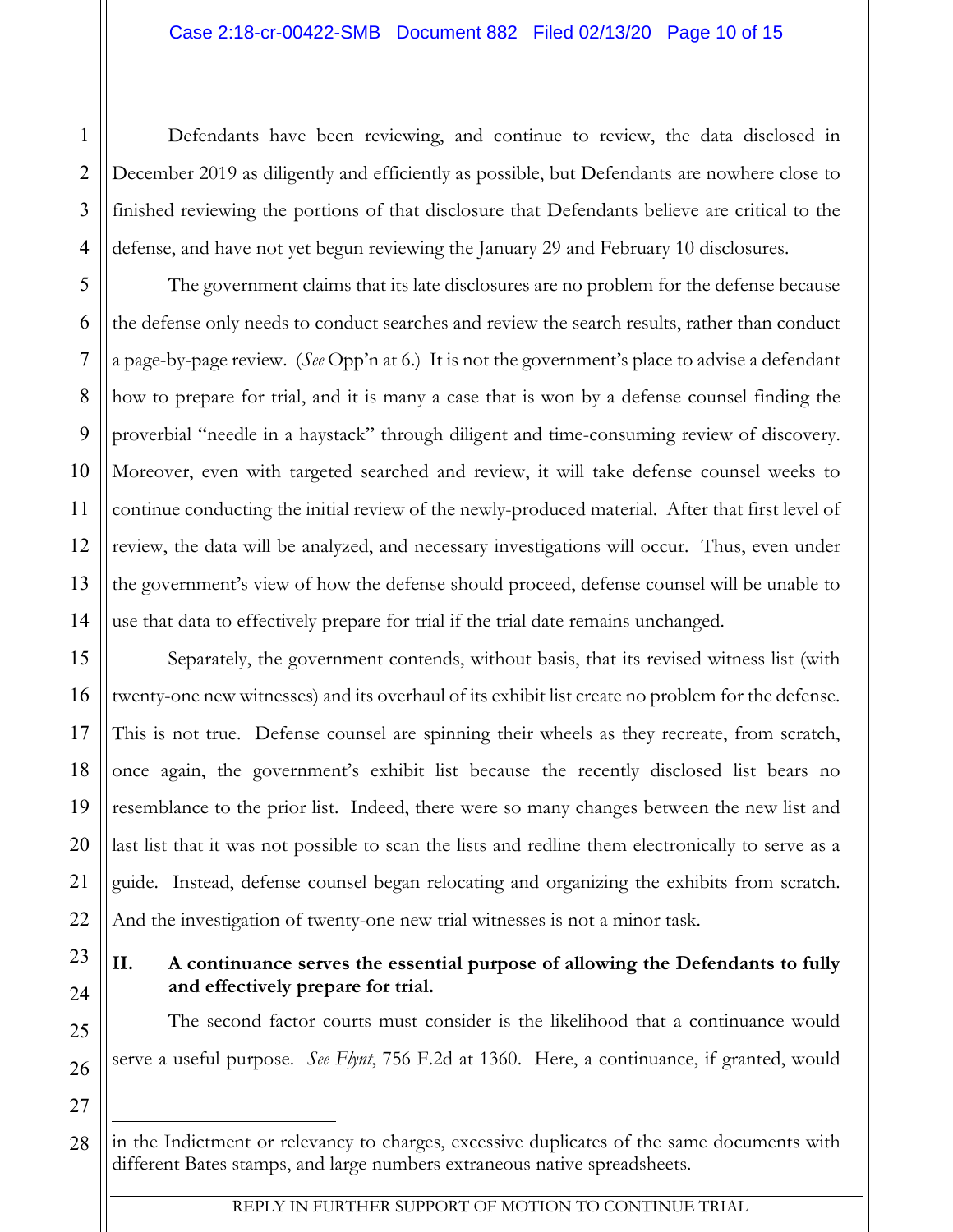Defendants have been reviewing, and continue to review, the data disclosed in December 2019 as diligently and efficiently as possible, but Defendants are nowhere close to finished reviewing the portions of that disclosure that Defendants believe are critical to the defense, and have not yet begun reviewing the January 29 and February 10 disclosures.

The government claims that its late disclosures are no problem for the defense because the defense only needs to conduct searches and review the search results, rather than conduct a page-by-page review. (*See* Opp'n at 6.) It is not the government's place to advise a defendant how to prepare for trial, and it is many a case that is won by a defense counsel finding the proverbial "needle in a haystack" through diligent and time-consuming review of discovery. Moreover, even with targeted searched and review, it will take defense counsel weeks to continue conducting the initial review of the newly-produced material. After that first level of review, the data will be analyzed, and necessary investigations will occur. Thus, even under the government's view of how the defense should proceed, defense counsel will be unable to use that data to effectively prepare for trial if the trial date remains unchanged.

Separately, the government contends, without basis, that its revised witness list (with twenty-one new witnesses) and its overhaul of its exhibit list create no problem for the defense. This is not true. Defense counsel are spinning their wheels as they recreate, from scratch, once again, the government's exhibit list because the recently disclosed list bears no resemblance to the prior list. Indeed, there were so many changes between the new list and last list that it was not possible to scan the lists and redline them electronically to serve as a guide. Instead, defense counsel began relocating and organizing the exhibits from scratch. And the investigation of twenty-one new trial witnesses is not a minor task.

## II. A continuance serves the essential purpose of allowing the Defendants to fully and effectively prepare for trial.

The second factor courts must consider is the likelihood that a continuance would serve a useful purpose. *See Flynt*, 756 F.2d at 1360. Here, a continuance, if granted, would

---

in the Indictment or relevancy to charges, excessive duplicates of the same documents with different Bates stamps, and large numbers extraneous native spreadsheets.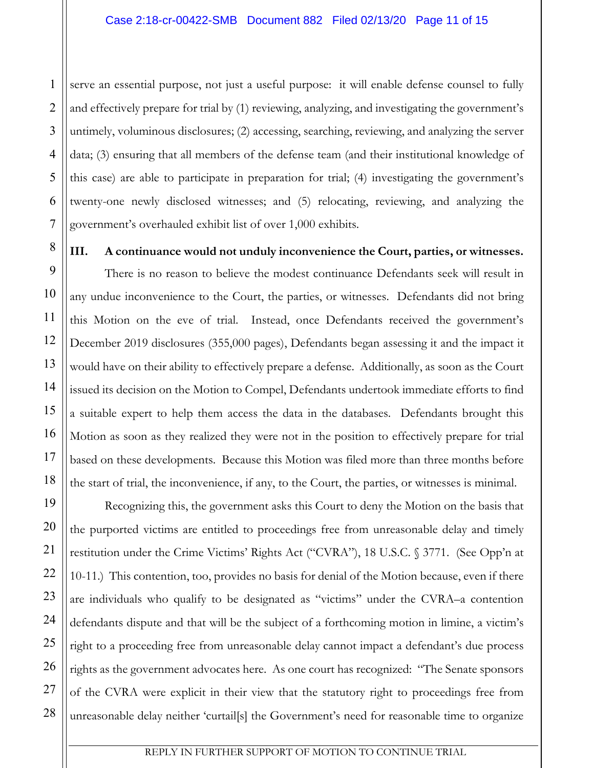serve an essential purpose, not just a useful purpose: it will enable defense counsel to fully and effectively prepare for trial by (1) reviewing, analyzing, and investigating the government's untimely, voluminous disclosures; (2) accessing, searching, reviewing, and analyzing the server data; (3) ensuring that all members of the defense team (and their institutional knowledge of this case) are able to participate in preparation for trial; (4) investigating the government's twenty-one newly disclosed witnesses; and (5) relocating, reviewing, and analyzing the government's overhauled exhibit list of over 1,000 exhibits.

**III. A continuance would not unduly inconvenience the Court, parties, or witnesses.**

There is no reason to believe the modest continuance Defendants seek will result in any undue inconvenience to the Court, the parties, or witnesses. Defendants did not bring this Motion on the eve of trial. Instead, once Defendants received the government's December 2019 disclosures (355,000 pages), Defendants began assessing it and the impact it would have on their ability to effectively prepare a defense. Additionally, as soon as the Court issued its decision on the Motion to Compel, Defendants undertook immediate efforts to find a suitable expert to help them access the data in the databases. Defendants brought this Motion as soon as they realized they were not in the position to effectively prepare for trial based on these developments. Because this Motion was filed more than three months before the start of trial, the inconvenience, if any, to the Court, the parties, or witnesses is minimal.

Recognizing this, the government asks this Court to deny the Motion on the basis that the purported victims are entitled to proceedings free from unreasonable delay and timely restitution under the Crime Victims' Rights Act ("CVRA"), 18 U.S.C. § 3771. (See Opp'n at 10-11.) This contention, too, provides no basis for denial of the Motion because, even if there are individuals who qualify to be designated as "victims" under the CVRA–a contention defendants dispute and that will be the subject of a forthcoming motion in limine, a victim's right to a proceeding free from unreasonable delay cannot impact a defendant's due process rights as the government advocates here. As one court has recognized: "The Senate sponsors of the CVRA were explicit in their view that the statutory right to proceedings free from unreasonable delay neither 'curtail[s] the Government's need for reasonable time to organize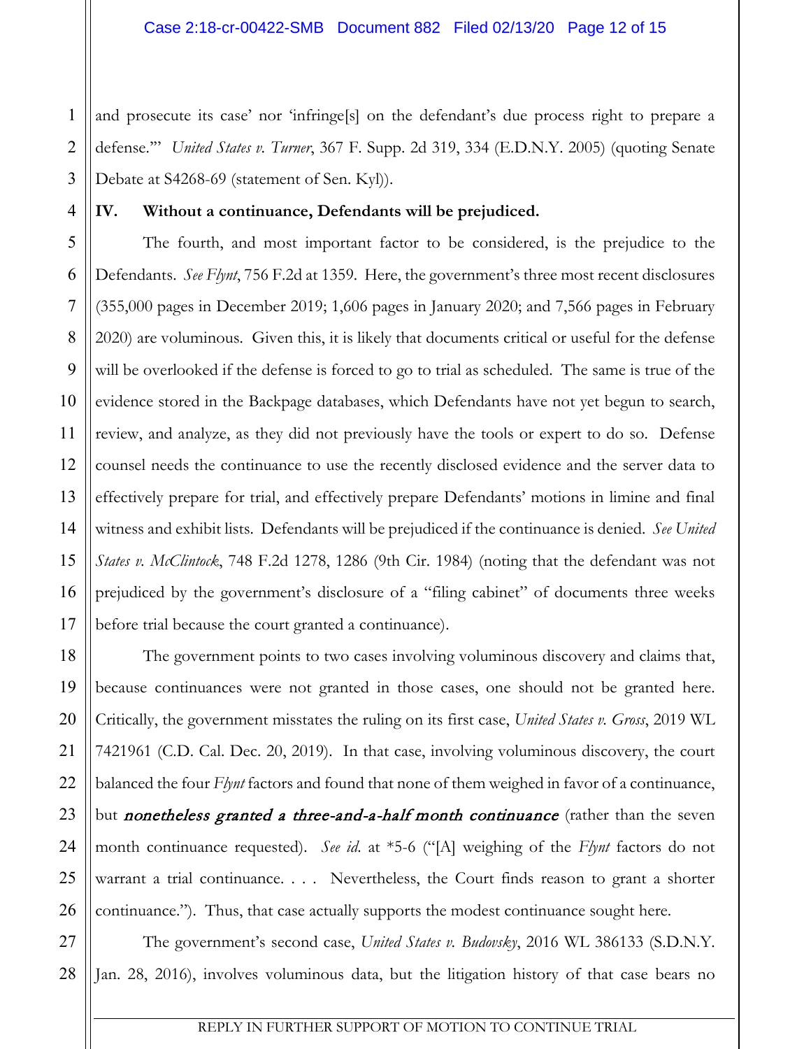and prosecute its case' nor 'infringe[s] on the defendant's due process right to prepare a defense.'" *United States v. Turner*, 367 F. Supp. 2d 319, 334 (E.D.N.Y. 2005) (quoting Senate Debate at S4268-69 (statement of Sen. Kyl)).

## IV. Without a continuance, Defendants will be prejudiced.

The fourth, and most important factor to be considered, is the prejudice to the Defendants. *See Flynt*, 756 F.2d at 1359. Here, the government's three most recent disclosures (355,000 pages in December 2019; 1,606 pages in January 2020; and 7,566 pages in February 2020) are voluminous. Given this, it is likely that documents critical or useful for the defense will be overlooked if the defense is forced to go to trial as scheduled. The same is true of the evidence stored in the Backpage databases, which Defendants have not yet begun to search, review, and analyze, as they did not previously have the tools or expert to do so. Defense counsel needs the continuance to use the recently disclosed evidence and the server data to effectively prepare for trial, and effectively prepare Defendants' motions in limine and final witness and exhibit lists. Defendants will be prejudiced if the continuance is denied. *See United States v. McClintock*, 748 F.2d 1278, 1286 (9th Cir. 1984) (noting that the defendant was not prejudiced by the government's disclosure of a "filing cabinet" of documents three weeks before trial because the court granted a continuance).

The government points to two cases involving voluminous discovery and claims that, because continuances were not granted in those cases, one should not be granted here. Critically, the government misstates the ruling on its first case, *United States v. Gross*, 2019 WL 7421961 (C.D. Cal. Dec. 20, 2019). In that case, involving voluminous discovery, the court balanced the four *Flynt* factors and found that none of them weighed in favor of a continuance, but ***nonetheless granted a three-and-a-half month continuance*** (rather than the seven month continuance requested). *See id.* at *5-6 ("[A] weighing of the *Flynt* factors do not warrant a trial continuance. . . . Nevertheless, the Court finds reason to grant a shorter continuance."). Thus, that case actually supports the modest continuance sought here.

The government's second case, *United States v. Budovsky*, 2016 WL 386133 (S.D.N.Y. Jan. 28, 2016), involves voluminous data, but the litigation history of that case bears no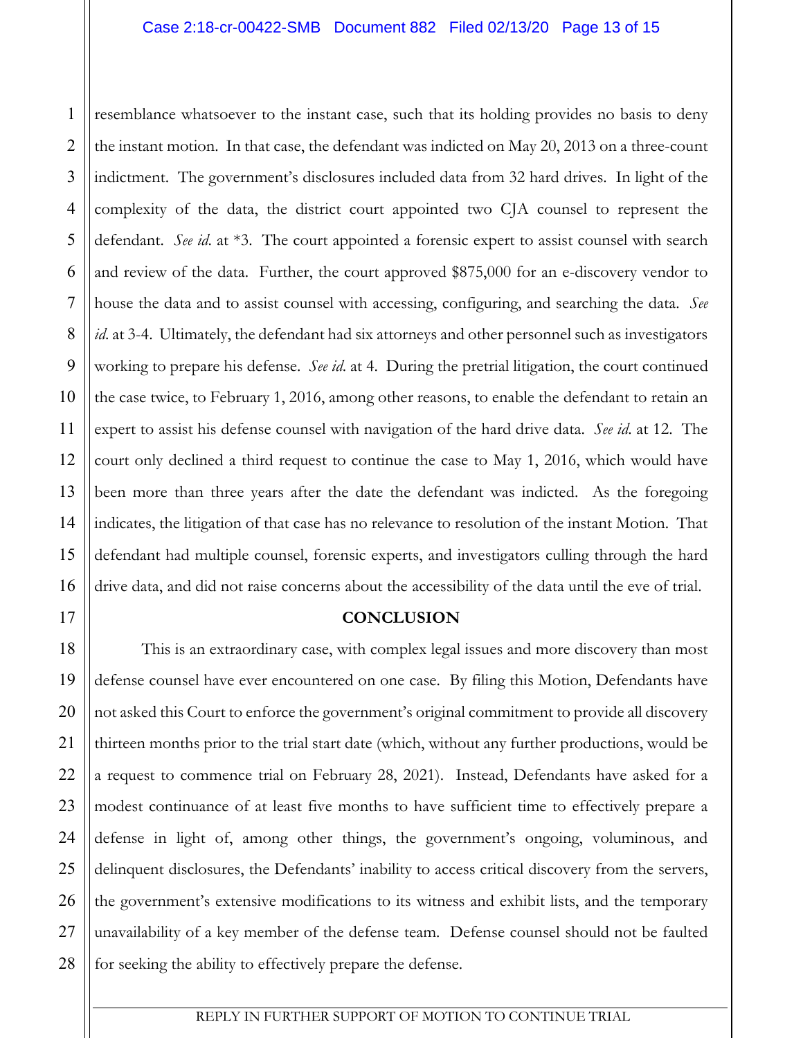resemblance whatsoever to the instant case, such that its holding provides no basis to deny the instant motion. In that case, the defendant was indicted on May 20, 2013 on a three-count indictment. The government's disclosures included data from 32 hard drives. In light of the complexity of the data, the district court appointed two CJA counsel to represent the defendant. *See id.* at *3. The court appointed a forensic expert to assist counsel with search and review of the data. Further, the court approved $875,000 for an e-discovery vendor to house the data and to assist counsel with accessing, configuring, and searching the data. *See id.* at 3-4. Ultimately, the defendant had six attorneys and other personnel such as investigators working to prepare his defense. *See id.* at 4. During the pretrial litigation, the court continued the case twice, to February 1, 2016, among other reasons, to enable the defendant to retain an expert to assist his defense counsel with navigation of the hard drive data. *See id.* at 12. The court only declined a third request to continue the case to May 1, 2016, which would have been more than three years after the date the defendant was indicted. As the foregoing indicates, the litigation of that case has no relevance to resolution of the instant Motion. That defendant had multiple counsel, forensic experts, and investigators culling through the hard drive data, and did not raise concerns about the accessibility of the data until the eve of trial.

**CONCLUSION**

This is an extraordinary case, with complex legal issues and more discovery than most defense counsel have ever encountered on one case. By filing this Motion, Defendants have not asked this Court to enforce the government's original commitment to provide all discovery thirteen months prior to the trial start date (which, without any further productions, would be a request to commence trial on February 28, 2021). Instead, Defendants have asked for a modest continuance of at least five months to have sufficient time to effectively prepare a defense in light of, among other things, the government's ongoing, voluminous, and delinquent disclosures, the Defendants' inability to access critical discovery from the servers, the government's extensive modifications to its witness and exhibit lists, and the temporary unavailability of a key member of the defense team. Defense counsel should not be faulted for seeking the ability to effectively prepare the defense.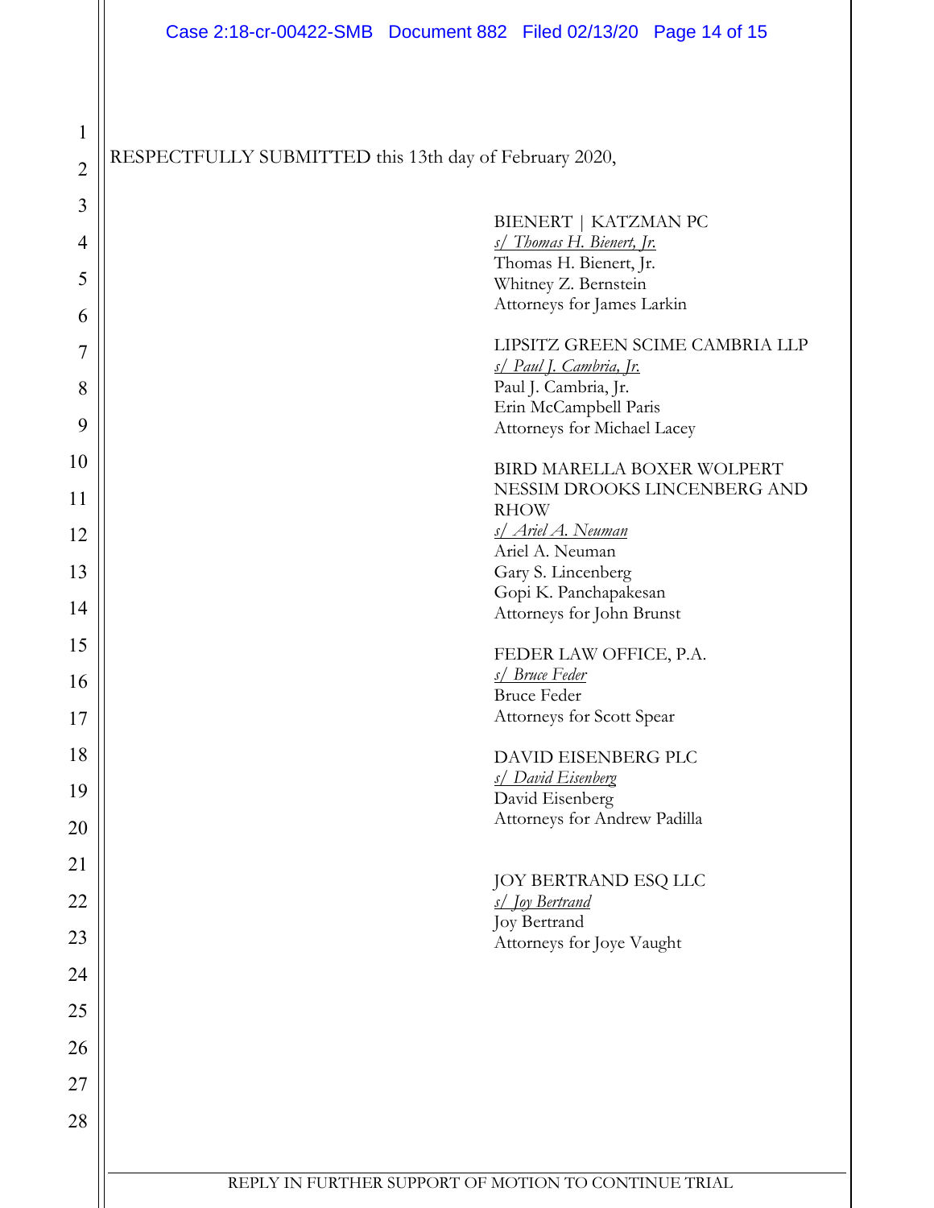RESPECTFULLY SUBMITTED this 13th day of February 2020,

BIENERT | KATZMAN PC
*s/ Thomas H. Bienert, Jr.*
Thomas H. Bienert, Jr.
Whitney Z. Bernstein
Attorneys for James Larkin

LIPSITZ GREEN SCIME CAMBRIA LLP
*s/ Paul J. Cambria, Jr.*
Paul J. Cambria, Jr.
Erin McCampbell Paris
Attorneys for Michael Lacey

BIRD MARELLA BOXER WOLPERT NESSIM DROOKS LINCENBERG AND RHOW
*s/ Ariel A. Neuman*
Ariel A. Neuman
Gary S. Lincenberg
Gopi K. Panchapakesan
Attorneys for John Brunst

FEDER LAW OFFICE, P.A.
*s/ Bruce Feder*
Bruce Feder
Attorneys for Scott Spear

DAVID EISENBERG PLC
*s/ David Eisenberg*
David Eisenberg
Attorneys for Andrew Padilla

JOY BERTRAND ESQ LLC
*s/ Joy Bertrand*
Joy Bertrand
Attorneys for Joye Vaught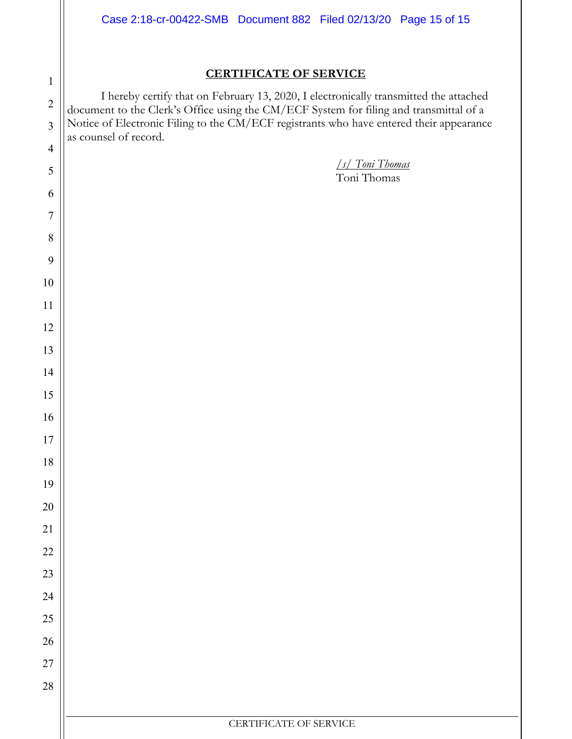## CERTIFICATE OF SERVICE

I hereby certify that on February 13, 2020, I electronically transmitted the attached document to the Clerk's Office using the CM/ECF System for filing and transmittal of a Notice of Electronic Filing to the CM/ECF registrants who have entered their appearance as counsel of record.

*/s/ Toni Thomas*
Toni Thomas